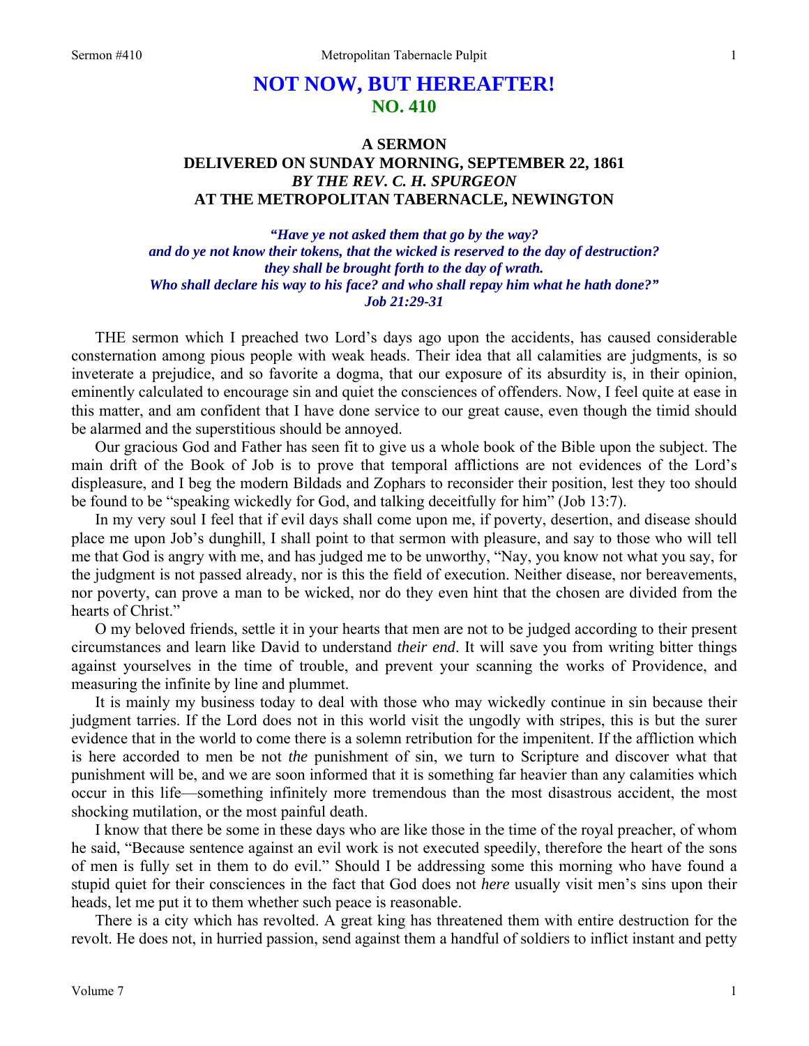# NOT NOW, BUT HEREAFTER!
## NO. 410

### A SERMON
### DELIVERED ON SUNDAY MORNING, SEPTEMBER 22, 1861
### *BY THE REV. C. H. SPURGEON*
### AT THE METROPOLITAN TABERNACLE, NEWINGTON

***"Have ye not asked them that go by the way? and do ye not know their tokens, that the wicked is reserved to the day of destruction? they shall be brought forth to the day of wrath. Who shall declare his way to his face? and who shall repay him what he hath done?"***
***Job 21:29-31***

THE sermon which I preached two Lord's days ago upon the accidents, has caused considerable consternation among pious people with weak heads. Their idea that all calamities are judgments, is so inveterate a prejudice, and so favorite a dogma, that our exposure of its absurdity is, in their opinion, eminently calculated to encourage sin and quiet the consciences of offenders. Now, I feel quite at ease in this matter, and am confident that I have done service to our great cause, even though the timid should be alarmed and the superstitious should be annoyed.

Our gracious God and Father has seen fit to give us a whole book of the Bible upon the subject. The main drift of the Book of Job is to prove that temporal afflictions are not evidences of the Lord's displeasure, and I beg the modern Bildads and Zophars to reconsider their position, lest they too should be found to be "speaking wickedly for God, and talking deceitfully for him" (Job 13:7).

In my very soul I feel that if evil days shall come upon me, if poverty, desertion, and disease should place me upon Job's dunghill, I shall point to that sermon with pleasure, and say to those who will tell me that God is angry with me, and has judged me to be unworthy, "Nay, you know not what you say, for the judgment is not passed already, nor is this the field of execution. Neither disease, nor bereavements, nor poverty, can prove a man to be wicked, nor do they even hint that the chosen are divided from the hearts of Christ."

O my beloved friends, settle it in your hearts that men are not to be judged according to their present circumstances and learn like David to understand *their end*. It will save you from writing bitter things against yourselves in the time of trouble, and prevent your scanning the works of Providence, and measuring the infinite by line and plummet.

It is mainly my business today to deal with those who may wickedly continue in sin because their judgment tarries. If the Lord does not in this world visit the ungodly with stripes, this is but the surer evidence that in the world to come there is a solemn retribution for the impenitent. If the affliction which is here accorded to men be not *the* punishment of sin, we turn to Scripture and discover what that punishment will be, and we are soon informed that it is something far heavier than any calamities which occur in this life—something infinitely more tremendous than the most disastrous accident, the most shocking mutilation, or the most painful death.

I know that there be some in these days who are like those in the time of the royal preacher, of whom he said, "Because sentence against an evil work is not executed speedily, therefore the heart of the sons of men is fully set in them to do evil." Should I be addressing some this morning who have found a stupid quiet for their consciences in the fact that God does not *here* usually visit men's sins upon their heads, let me put it to them whether such peace is reasonable.

There is a city which has revolted. A great king has threatened them with entire destruction for the revolt. He does not, in hurried passion, send against them a handful of soldiers to inflict instant and petty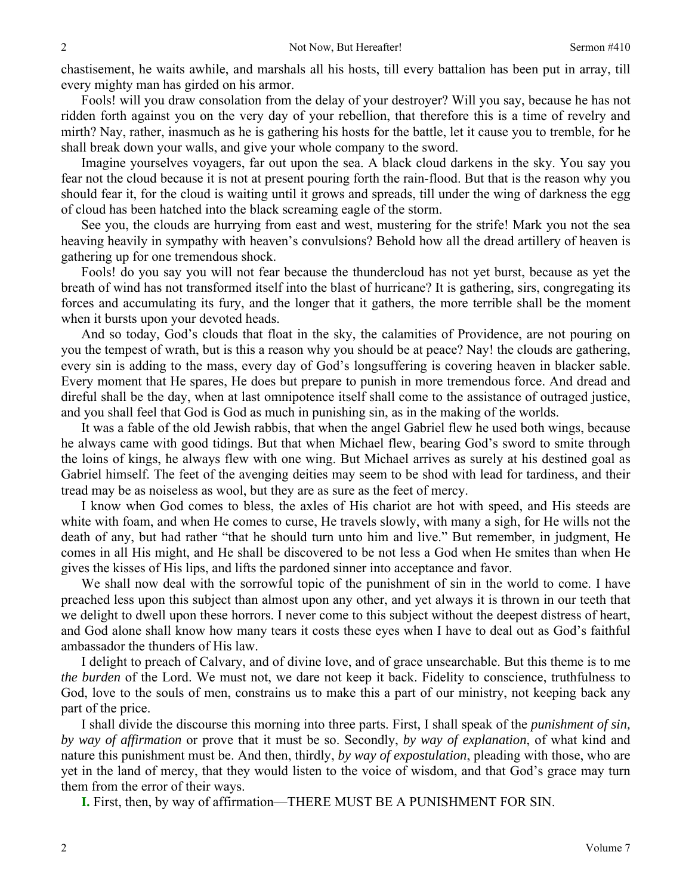chastisement, he waits awhile, and marshals all his hosts, till every battalion has been put in array, till every mighty man has girded on his armor.

Fools! will you draw consolation from the delay of your destroyer? Will you say, because he has not ridden forth against you on the very day of your rebellion, that therefore this is a time of revelry and mirth? Nay, rather, inasmuch as he is gathering his hosts for the battle, let it cause you to tremble, for he shall break down your walls, and give your whole company to the sword.

Imagine yourselves voyagers, far out upon the sea. A black cloud darkens in the sky. You say you fear not the cloud because it is not at present pouring forth the rain-flood. But that is the reason why you should fear it, for the cloud is waiting until it grows and spreads, till under the wing of darkness the egg of cloud has been hatched into the black screaming eagle of the storm.

See you, the clouds are hurrying from east and west, mustering for the strife! Mark you not the sea heaving heavily in sympathy with heaven's convulsions? Behold how all the dread artillery of heaven is gathering up for one tremendous shock.

Fools! do you say you will not fear because the thundercloud has not yet burst, because as yet the breath of wind has not transformed itself into the blast of hurricane? It is gathering, sirs, congregating its forces and accumulating its fury, and the longer that it gathers, the more terrible shall be the moment when it bursts upon your devoted heads.

And so today, God's clouds that float in the sky, the calamities of Providence, are not pouring on you the tempest of wrath, but is this a reason why you should be at peace? Nay! the clouds are gathering, every sin is adding to the mass, every day of God's longsuffering is covering heaven in blacker sable. Every moment that He spares, He does but prepare to punish in more tremendous force. And dread and direful shall be the day, when at last omnipotence itself shall come to the assistance of outraged justice, and you shall feel that God is God as much in punishing sin, as in the making of the worlds.

It was a fable of the old Jewish rabbis, that when the angel Gabriel flew he used both wings, because he always came with good tidings. But that when Michael flew, bearing God's sword to smite through the loins of kings, he always flew with one wing. But Michael arrives as surely at his destined goal as Gabriel himself. The feet of the avenging deities may seem to be shod with lead for tardiness, and their tread may be as noiseless as wool, but they are as sure as the feet of mercy.

I know when God comes to bless, the axles of His chariot are hot with speed, and His steeds are white with foam, and when He comes to curse, He travels slowly, with many a sigh, for He wills not the death of any, but had rather "that he should turn unto him and live." But remember, in judgment, He comes in all His might, and He shall be discovered to be not less a God when He smites than when He gives the kisses of His lips, and lifts the pardoned sinner into acceptance and favor.

We shall now deal with the sorrowful topic of the punishment of sin in the world to come. I have preached less upon this subject than almost upon any other, and yet always it is thrown in our teeth that we delight to dwell upon these horrors. I never come to this subject without the deepest distress of heart, and God alone shall know how many tears it costs these eyes when I have to deal out as God's faithful ambassador the thunders of His law.

I delight to preach of Calvary, and of divine love, and of grace unsearchable. But this theme is to me *the burden* of the Lord. We must not, we dare not keep it back. Fidelity to conscience, truthfulness to God, love to the souls of men, constrains us to make this a part of our ministry, not keeping back any part of the price.

I shall divide the discourse this morning into three parts. First, I shall speak of the *punishment of sin, by way of affirmation* or prove that it must be so. Secondly, *by way of explanation*, of what kind and nature this punishment must be. And then, thirdly, *by way of expostulation*, pleading with those, who are yet in the land of mercy, that they would listen to the voice of wisdom, and that God's grace may turn them from the error of their ways.

**I.** First, then, by way of affirmation—THERE MUST BE A PUNISHMENT FOR SIN.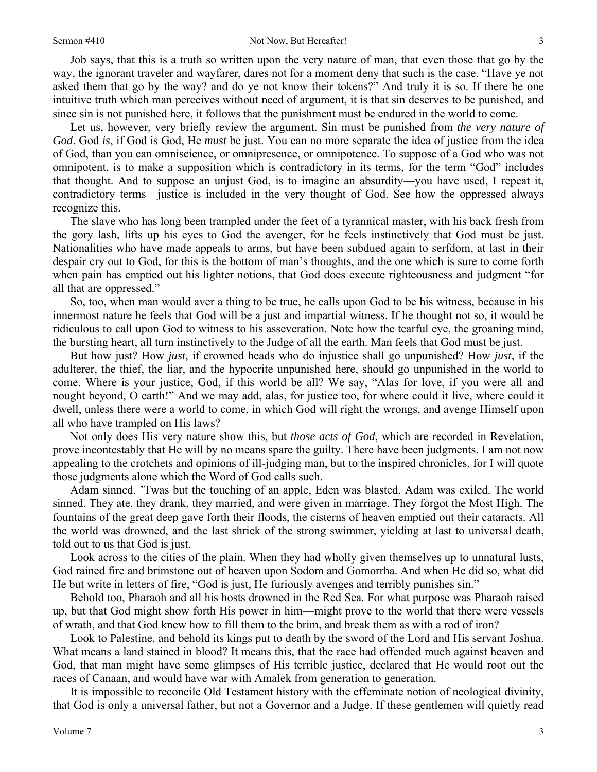Job says, that this is a truth so written upon the very nature of man, that even those that go by the way, the ignorant traveler and wayfarer, dares not for a moment deny that such is the case. "Have ye not asked them that go by the way? and do ye not know their tokens?" And truly it is so. If there be one intuitive truth which man perceives without need of argument, it is that sin deserves to be punished, and since sin is not punished here, it follows that the punishment must be endured in the world to come.

Let us, however, very briefly review the argument. Sin must be punished from *the very nature of God*. God *is*, if God is God, He *must* be just. You can no more separate the idea of justice from the idea of God, than you can omniscience, or omnipresence, or omnipotence. To suppose of a God who was not omnipotent, is to make a supposition which is contradictory in its terms, for the term "God" includes that thought. And to suppose an unjust God, is to imagine an absurdity—you have used, I repeat it, contradictory terms—justice is included in the very thought of God. See how the oppressed always recognize this.

The slave who has long been trampled under the feet of a tyrannical master, with his back fresh from the gory lash, lifts up his eyes to God the avenger, for he feels instinctively that God must be just. Nationalities who have made appeals to arms, but have been subdued again to serfdom, at last in their despair cry out to God, for this is the bottom of man's thoughts, and the one which is sure to come forth when pain has emptied out his lighter notions, that God does execute righteousness and judgment "for all that are oppressed."

So, too, when man would aver a thing to be true, he calls upon God to be his witness, because in his innermost nature he feels that God will be a just and impartial witness. If he thought not so, it would be ridiculous to call upon God to witness to his asseveration. Note how the tearful eye, the groaning mind, the bursting heart, all turn instinctively to the Judge of all the earth. Man feels that God must be just.

But how just? How *just*, if crowned heads who do injustice shall go unpunished? How *just*, if the adulterer, the thief, the liar, and the hypocrite unpunished here, should go unpunished in the world to come. Where is your justice, God, if this world be all? We say, "Alas for love, if you were all and nought beyond, O earth!" And we may add, alas, for justice too, for where could it live, where could it dwell, unless there were a world to come, in which God will right the wrongs, and avenge Himself upon all who have trampled on His laws?

Not only does His very nature show this, but *those acts of God*, which are recorded in Revelation, prove incontestably that He will by no means spare the guilty. There have been judgments. I am not now appealing to the crotchets and opinions of ill-judging man, but to the inspired chronicles, for I will quote those judgments alone which the Word of God calls such.

Adam sinned. 'Twas but the touching of an apple, Eden was blasted, Adam was exiled. The world sinned. They ate, they drank, they married, and were given in marriage. They forgot the Most High. The fountains of the great deep gave forth their floods, the cisterns of heaven emptied out their cataracts. All the world was drowned, and the last shriek of the strong swimmer, yielding at last to universal death, told out to us that God is just.

Look across to the cities of the plain. When they had wholly given themselves up to unnatural lusts, God rained fire and brimstone out of heaven upon Sodom and Gomorrha. And when He did so, what did He but write in letters of fire, "God is just, He furiously avenges and terribly punishes sin."

Behold too, Pharaoh and all his hosts drowned in the Red Sea. For what purpose was Pharaoh raised up, but that God might show forth His power in him—might prove to the world that there were vessels of wrath, and that God knew how to fill them to the brim, and break them as with a rod of iron?

Look to Palestine, and behold its kings put to death by the sword of the Lord and His servant Joshua. What means a land stained in blood? It means this, that the race had offended much against heaven and God, that man might have some glimpses of His terrible justice, declared that He would root out the races of Canaan, and would have war with Amalek from generation to generation.

It is impossible to reconcile Old Testament history with the effeminate notion of neological divinity, that God is only a universal father, but not a Governor and a Judge. If these gentlemen will quietly read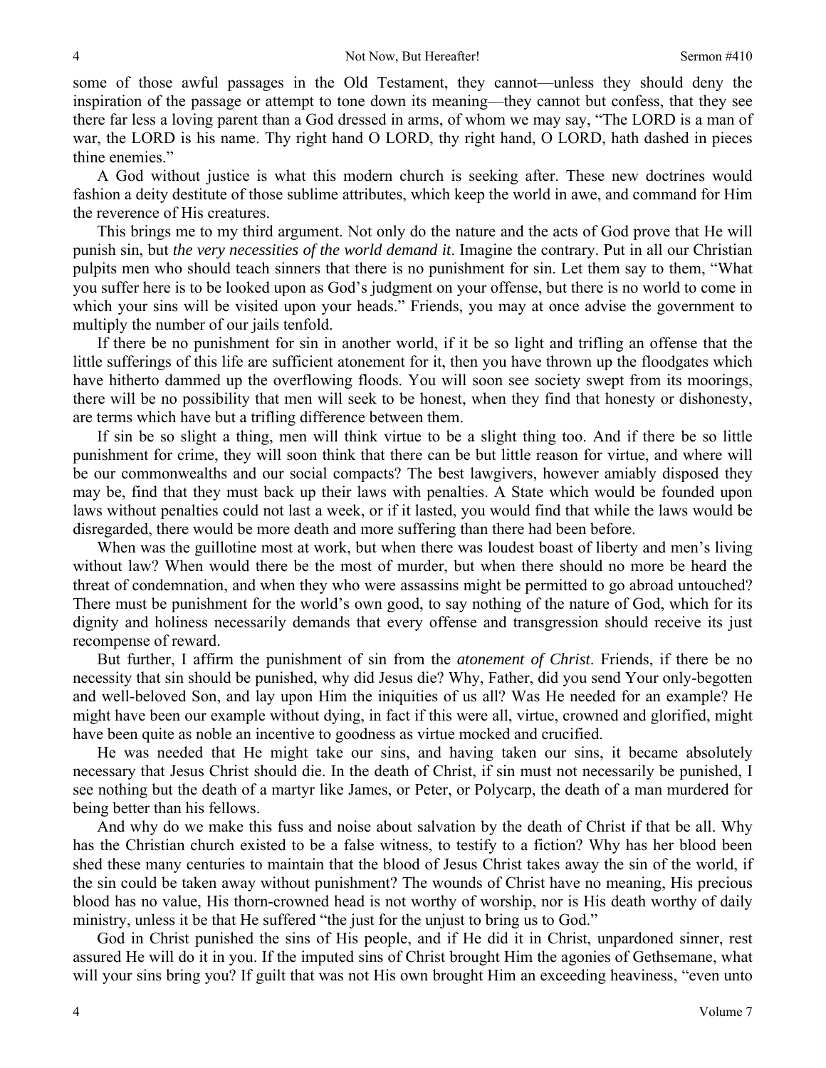some of those awful passages in the Old Testament, they cannot—unless they should deny the inspiration of the passage or attempt to tone down its meaning—they cannot but confess, that they see there far less a loving parent than a God dressed in arms, of whom we may say, "The LORD is a man of war, the LORD is his name. Thy right hand O LORD, thy right hand, O LORD, hath dashed in pieces thine enemies."

A God without justice is what this modern church is seeking after. These new doctrines would fashion a deity destitute of those sublime attributes, which keep the world in awe, and command for Him the reverence of His creatures.

This brings me to my third argument. Not only do the nature and the acts of God prove that He will punish sin, but *the very necessities of the world demand it*. Imagine the contrary. Put in all our Christian pulpits men who should teach sinners that there is no punishment for sin. Let them say to them, "What you suffer here is to be looked upon as God's judgment on your offense, but there is no world to come in which your sins will be visited upon your heads." Friends, you may at once advise the government to multiply the number of our jails tenfold.

If there be no punishment for sin in another world, if it be so light and trifling an offense that the little sufferings of this life are sufficient atonement for it, then you have thrown up the floodgates which have hitherto dammed up the overflowing floods. You will soon see society swept from its moorings, there will be no possibility that men will seek to be honest, when they find that honesty or dishonesty, are terms which have but a trifling difference between them.

If sin be so slight a thing, men will think virtue to be a slight thing too. And if there be so little punishment for crime, they will soon think that there can be but little reason for virtue, and where will be our commonwealths and our social compacts? The best lawgivers, however amiably disposed they may be, find that they must back up their laws with penalties. A State which would be founded upon laws without penalties could not last a week, or if it lasted, you would find that while the laws would be disregarded, there would be more death and more suffering than there had been before.

When was the guillotine most at work, but when there was loudest boast of liberty and men's living without law? When would there be the most of murder, but when there should no more be heard the threat of condemnation, and when they who were assassins might be permitted to go abroad untouched? There must be punishment for the world's own good, to say nothing of the nature of God, which for its dignity and holiness necessarily demands that every offense and transgression should receive its just recompense of reward.

But further, I affirm the punishment of sin from the *atonement of Christ*. Friends, if there be no necessity that sin should be punished, why did Jesus die? Why, Father, did you send Your only-begotten and well-beloved Son, and lay upon Him the iniquities of us all? Was He needed for an example? He might have been our example without dying, in fact if this were all, virtue, crowned and glorified, might have been quite as noble an incentive to goodness as virtue mocked and crucified.

He was needed that He might take our sins, and having taken our sins, it became absolutely necessary that Jesus Christ should die. In the death of Christ, if sin must not necessarily be punished, I see nothing but the death of a martyr like James, or Peter, or Polycarp, the death of a man murdered for being better than his fellows.

And why do we make this fuss and noise about salvation by the death of Christ if that be all. Why has the Christian church existed to be a false witness, to testify to a fiction? Why has her blood been shed these many centuries to maintain that the blood of Jesus Christ takes away the sin of the world, if the sin could be taken away without punishment? The wounds of Christ have no meaning, His precious blood has no value, His thorn-crowned head is not worthy of worship, nor is His death worthy of daily ministry, unless it be that He suffered "the just for the unjust to bring us to God."

God in Christ punished the sins of His people, and if He did it in Christ, unpardoned sinner, rest assured He will do it in you. If the imputed sins of Christ brought Him the agonies of Gethsemane, what will your sins bring you? If guilt that was not His own brought Him an exceeding heaviness, "even unto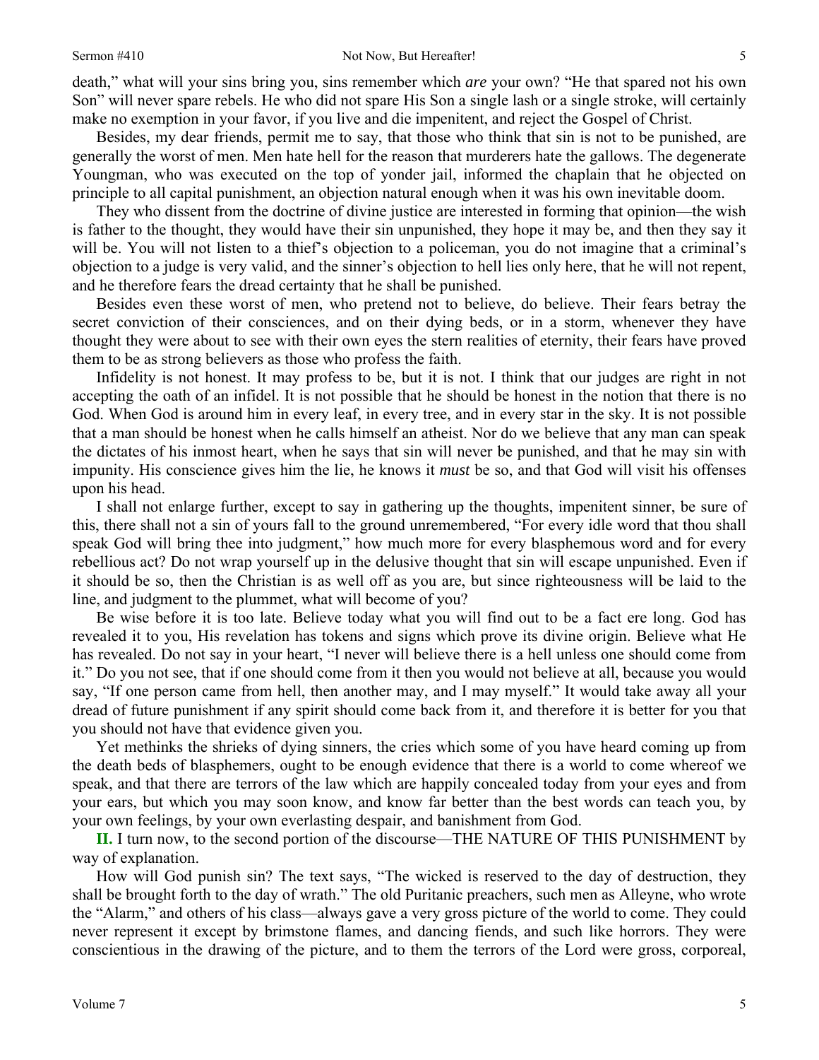death," what will your sins bring you, sins remember which *are* your own? "He that spared not his own Son" will never spare rebels. He who did not spare His Son a single lash or a single stroke, will certainly make no exemption in your favor, if you live and die impenitent, and reject the Gospel of Christ.

Besides, my dear friends, permit me to say, that those who think that sin is not to be punished, are generally the worst of men. Men hate hell for the reason that murderers hate the gallows. The degenerate Youngman, who was executed on the top of yonder jail, informed the chaplain that he objected on principle to all capital punishment, an objection natural enough when it was his own inevitable doom.

They who dissent from the doctrine of divine justice are interested in forming that opinion—the wish is father to the thought, they would have their sin unpunished, they hope it may be, and then they say it will be. You will not listen to a thief's objection to a policeman, you do not imagine that a criminal's objection to a judge is very valid, and the sinner's objection to hell lies only here, that he will not repent, and he therefore fears the dread certainty that he shall be punished.

Besides even these worst of men, who pretend not to believe, do believe. Their fears betray the secret conviction of their consciences, and on their dying beds, or in a storm, whenever they have thought they were about to see with their own eyes the stern realities of eternity, their fears have proved them to be as strong believers as those who profess the faith.

Infidelity is not honest. It may profess to be, but it is not. I think that our judges are right in not accepting the oath of an infidel. It is not possible that he should be honest in the notion that there is no God. When God is around him in every leaf, in every tree, and in every star in the sky. It is not possible that a man should be honest when he calls himself an atheist. Nor do we believe that any man can speak the dictates of his inmost heart, when he says that sin will never be punished, and that he may sin with impunity. His conscience gives him the lie, he knows it *must* be so, and that God will visit his offenses upon his head.

I shall not enlarge further, except to say in gathering up the thoughts, impenitent sinner, be sure of this, there shall not a sin of yours fall to the ground unremembered, "For every idle word that thou shall speak God will bring thee into judgment," how much more for every blasphemous word and for every rebellious act? Do not wrap yourself up in the delusive thought that sin will escape unpunished. Even if it should be so, then the Christian is as well off as you are, but since righteousness will be laid to the line, and judgment to the plummet, what will become of you?

Be wise before it is too late. Believe today what you will find out to be a fact ere long. God has revealed it to you, His revelation has tokens and signs which prove its divine origin. Believe what He has revealed. Do not say in your heart, "I never will believe there is a hell unless one should come from it." Do you not see, that if one should come from it then you would not believe at all, because you would say, "If one person came from hell, then another may, and I may myself." It would take away all your dread of future punishment if any spirit should come back from it, and therefore it is better for you that you should not have that evidence given you.

Yet methinks the shrieks of dying sinners, the cries which some of you have heard coming up from the death beds of blasphemers, ought to be enough evidence that there is a world to come whereof we speak, and that there are terrors of the law which are happily concealed today from your eyes and from your ears, but which you may soon know, and know far better than the best words can teach you, by your own feelings, by your own everlasting despair, and banishment from God.

**II.** I turn now, to the second portion of the discourse—THE NATURE OF THIS PUNISHMENT by way of explanation.

How will God punish sin? The text says, "The wicked is reserved to the day of destruction, they shall be brought forth to the day of wrath." The old Puritanic preachers, such men as Alleyne, who wrote the "Alarm," and others of his class—always gave a very gross picture of the world to come. They could never represent it except by brimstone flames, and dancing fiends, and such like horrors. They were conscientious in the drawing of the picture, and to them the terrors of the Lord were gross, corporeal,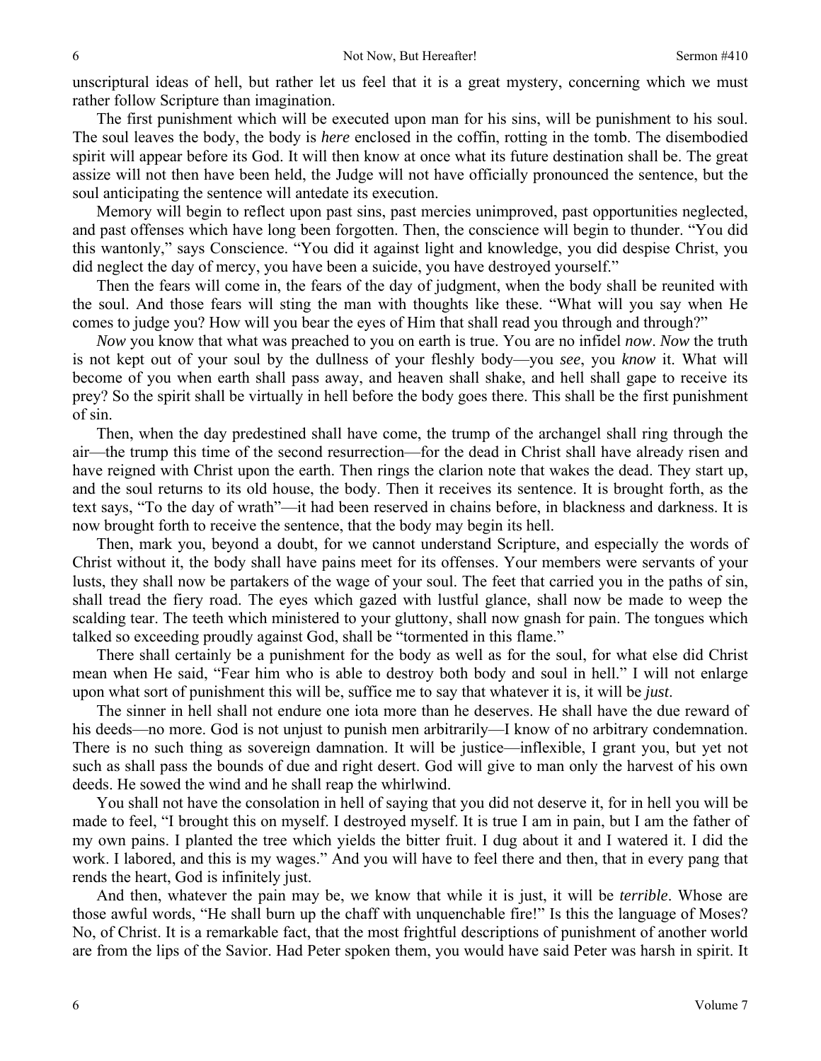unscriptural ideas of hell, but rather let us feel that it is a great mystery, concerning which we must rather follow Scripture than imagination.

The first punishment which will be executed upon man for his sins, will be punishment to his soul. The soul leaves the body, the body is *here* enclosed in the coffin, rotting in the tomb. The disembodied spirit will appear before its God. It will then know at once what its future destination shall be. The great assize will not then have been held, the Judge will not have officially pronounced the sentence, but the soul anticipating the sentence will antedate its execution.

Memory will begin to reflect upon past sins, past mercies unimproved, past opportunities neglected, and past offenses which have long been forgotten. Then, the conscience will begin to thunder. "You did this wantonly," says Conscience. "You did it against light and knowledge, you did despise Christ, you did neglect the day of mercy, you have been a suicide, you have destroyed yourself."

Then the fears will come in, the fears of the day of judgment, when the body shall be reunited with the soul. And those fears will sting the man with thoughts like these. "What will you say when He comes to judge you? How will you bear the eyes of Him that shall read you through and through?"

*Now* you know that what was preached to you on earth is true. You are no infidel *now*. *Now* the truth is not kept out of your soul by the dullness of your fleshly body—you *see*, you *know* it. What will become of you when earth shall pass away, and heaven shall shake, and hell shall gape to receive its prey? So the spirit shall be virtually in hell before the body goes there. This shall be the first punishment of sin.

Then, when the day predestined shall have come, the trump of the archangel shall ring through the air—the trump this time of the second resurrection—for the dead in Christ shall have already risen and have reigned with Christ upon the earth. Then rings the clarion note that wakes the dead. They start up, and the soul returns to its old house, the body. Then it receives its sentence. It is brought forth, as the text says, "To the day of wrath"—it had been reserved in chains before, in blackness and darkness. It is now brought forth to receive the sentence, that the body may begin its hell.

Then, mark you, beyond a doubt, for we cannot understand Scripture, and especially the words of Christ without it, the body shall have pains meet for its offenses. Your members were servants of your lusts, they shall now be partakers of the wage of your soul. The feet that carried you in the paths of sin, shall tread the fiery road. The eyes which gazed with lustful glance, shall now be made to weep the scalding tear. The teeth which ministered to your gluttony, shall now gnash for pain. The tongues which talked so exceeding proudly against God, shall be "tormented in this flame."

There shall certainly be a punishment for the body as well as for the soul, for what else did Christ mean when He said, "Fear him who is able to destroy both body and soul in hell." I will not enlarge upon what sort of punishment this will be, suffice me to say that whatever it is, it will be *just*.

The sinner in hell shall not endure one iota more than he deserves. He shall have the due reward of his deeds—no more. God is not unjust to punish men arbitrarily—I know of no arbitrary condemnation. There is no such thing as sovereign damnation. It will be justice—inflexible, I grant you, but yet not such as shall pass the bounds of due and right desert. God will give to man only the harvest of his own deeds. He sowed the wind and he shall reap the whirlwind.

You shall not have the consolation in hell of saying that you did not deserve it, for in hell you will be made to feel, "I brought this on myself. I destroyed myself. It is true I am in pain, but I am the father of my own pains. I planted the tree which yields the bitter fruit. I dug about it and I watered it. I did the work. I labored, and this is my wages." And you will have to feel there and then, that in every pang that rends the heart, God is infinitely just.

And then, whatever the pain may be, we know that while it is just, it will be *terrible*. Whose are those awful words, "He shall burn up the chaff with unquenchable fire!" Is this the language of Moses? No, of Christ. It is a remarkable fact, that the most frightful descriptions of punishment of another world are from the lips of the Savior. Had Peter spoken them, you would have said Peter was harsh in spirit. It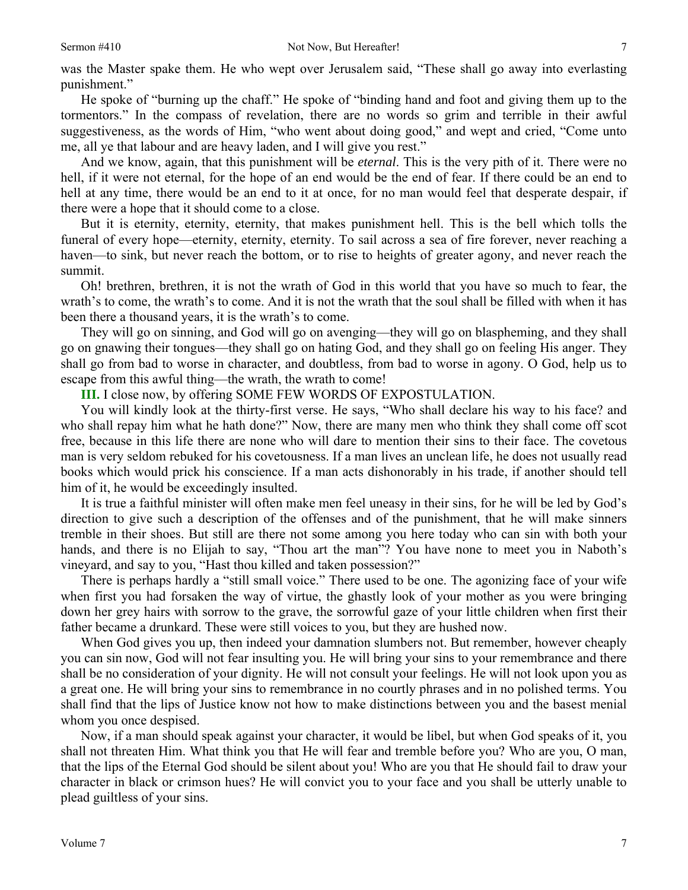was the Master spake them. He who wept over Jerusalem said, "These shall go away into everlasting punishment."

He spoke of "burning up the chaff." He spoke of "binding hand and foot and giving them up to the tormentors." In the compass of revelation, there are no words so grim and terrible in their awful suggestiveness, as the words of Him, "who went about doing good," and wept and cried, "Come unto me, all ye that labour and are heavy laden, and I will give you rest."

And we know, again, that this punishment will be *eternal*. This is the very pith of it. There were no hell, if it were not eternal, for the hope of an end would be the end of fear. If there could be an end to hell at any time, there would be an end to it at once, for no man would feel that desperate despair, if there were a hope that it should come to a close.

But it is eternity, eternity, eternity, that makes punishment hell. This is the bell which tolls the funeral of every hope—eternity, eternity, eternity. To sail across a sea of fire forever, never reaching a haven—to sink, but never reach the bottom, or to rise to heights of greater agony, and never reach the summit.

Oh! brethren, brethren, it is not the wrath of God in this world that you have so much to fear, the wrath's to come, the wrath's to come. And it is not the wrath that the soul shall be filled with when it has been there a thousand years, it is the wrath's to come.

They will go on sinning, and God will go on avenging—they will go on blaspheming, and they shall go on gnawing their tongues—they shall go on hating God, and they shall go on feeling His anger. They shall go from bad to worse in character, and doubtless, from bad to worse in agony. O God, help us to escape from this awful thing—the wrath, the wrath to come!

**III.** I close now, by offering SOME FEW WORDS OF EXPOSTULATION.

You will kindly look at the thirty-first verse. He says, "Who shall declare his way to his face? and who shall repay him what he hath done?" Now, there are many men who think they shall come off scot free, because in this life there are none who will dare to mention their sins to their face. The covetous man is very seldom rebuked for his covetousness. If a man lives an unclean life, he does not usually read books which would prick his conscience. If a man acts dishonorably in his trade, if another should tell him of it, he would be exceedingly insulted.

It is true a faithful minister will often make men feel uneasy in their sins, for he will be led by God's direction to give such a description of the offenses and of the punishment, that he will make sinners tremble in their shoes. But still are there not some among you here today who can sin with both your hands, and there is no Elijah to say, "Thou art the man"? You have none to meet you in Naboth's vineyard, and say to you, "Hast thou killed and taken possession?"

There is perhaps hardly a "still small voice." There used to be one. The agonizing face of your wife when first you had forsaken the way of virtue, the ghastly look of your mother as you were bringing down her grey hairs with sorrow to the grave, the sorrowful gaze of your little children when first their father became a drunkard. These were still voices to you, but they are hushed now.

When God gives you up, then indeed your damnation slumbers not. But remember, however cheaply you can sin now, God will not fear insulting you. He will bring your sins to your remembrance and there shall be no consideration of your dignity. He will not consult your feelings. He will not look upon you as a great one. He will bring your sins to remembrance in no courtly phrases and in no polished terms. You shall find that the lips of Justice know not how to make distinctions between you and the basest menial whom you once despised.

Now, if a man should speak against your character, it would be libel, but when God speaks of it, you shall not threaten Him. What think you that He will fear and tremble before you? Who are you, O man, that the lips of the Eternal God should be silent about you! Who are you that He should fail to draw your character in black or crimson hues? He will convict you to your face and you shall be utterly unable to plead guiltless of your sins.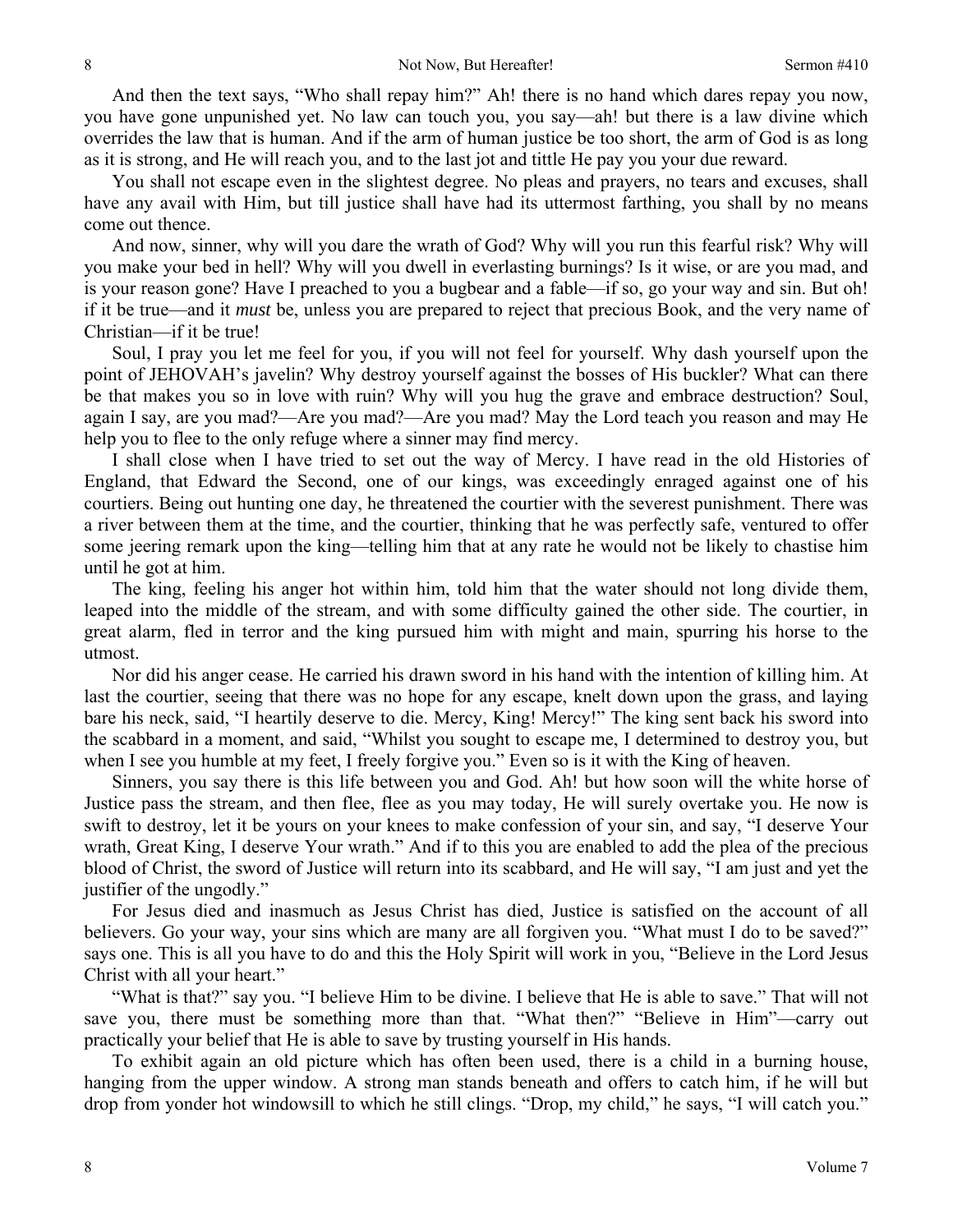And then the text says, "Who shall repay him?" Ah! there is no hand which dares repay you now, you have gone unpunished yet. No law can touch you, you say—ah! but there is a law divine which overrides the law that is human. And if the arm of human justice be too short, the arm of God is as long as it is strong, and He will reach you, and to the last jot and tittle He pay you your due reward.

You shall not escape even in the slightest degree. No pleas and prayers, no tears and excuses, shall have any avail with Him, but till justice shall have had its uttermost farthing, you shall by no means come out thence.

And now, sinner, why will you dare the wrath of God? Why will you run this fearful risk? Why will you make your bed in hell? Why will you dwell in everlasting burnings? Is it wise, or are you mad, and is your reason gone? Have I preached to you a bugbear and a fable—if so, go your way and sin. But oh! if it be true—and it *must* be, unless you are prepared to reject that precious Book, and the very name of Christian—if it be true!

Soul, I pray you let me feel for you, if you will not feel for yourself. Why dash yourself upon the point of JEHOVAH's javelin? Why destroy yourself against the bosses of His buckler? What can there be that makes you so in love with ruin? Why will you hug the grave and embrace destruction? Soul, again I say, are you mad?—Are you mad?—Are you mad? May the Lord teach you reason and may He help you to flee to the only refuge where a sinner may find mercy.

I shall close when I have tried to set out the way of Mercy. I have read in the old Histories of England, that Edward the Second, one of our kings, was exceedingly enraged against one of his courtiers. Being out hunting one day, he threatened the courtier with the severest punishment. There was a river between them at the time, and the courtier, thinking that he was perfectly safe, ventured to offer some jeering remark upon the king—telling him that at any rate he would not be likely to chastise him until he got at him.

The king, feeling his anger hot within him, told him that the water should not long divide them, leaped into the middle of the stream, and with some difficulty gained the other side. The courtier, in great alarm, fled in terror and the king pursued him with might and main, spurring his horse to the utmost.

Nor did his anger cease. He carried his drawn sword in his hand with the intention of killing him. At last the courtier, seeing that there was no hope for any escape, knelt down upon the grass, and laying bare his neck, said, "I heartily deserve to die. Mercy, King! Mercy!" The king sent back his sword into the scabbard in a moment, and said, "Whilst you sought to escape me, I determined to destroy you, but when I see you humble at my feet, I freely forgive you." Even so is it with the King of heaven.

Sinners, you say there is this life between you and God. Ah! but how soon will the white horse of Justice pass the stream, and then flee, flee as you may today, He will surely overtake you. He now is swift to destroy, let it be yours on your knees to make confession of your sin, and say, "I deserve Your wrath, Great King, I deserve Your wrath." And if to this you are enabled to add the plea of the precious blood of Christ, the sword of Justice will return into its scabbard, and He will say, "I am just and yet the justifier of the ungodly."

For Jesus died and inasmuch as Jesus Christ has died, Justice is satisfied on the account of all believers. Go your way, your sins which are many are all forgiven you. "What must I do to be saved?" says one. This is all you have to do and this the Holy Spirit will work in you, "Believe in the Lord Jesus Christ with all your heart."

"What is that?" say you. "I believe Him to be divine. I believe that He is able to save." That will not save you, there must be something more than that. "What then?" "Believe in Him"—carry out practically your belief that He is able to save by trusting yourself in His hands.

To exhibit again an old picture which has often been used, there is a child in a burning house, hanging from the upper window. A strong man stands beneath and offers to catch him, if he will but drop from yonder hot windowsill to which he still clings. "Drop, my child," he says, "I will catch you."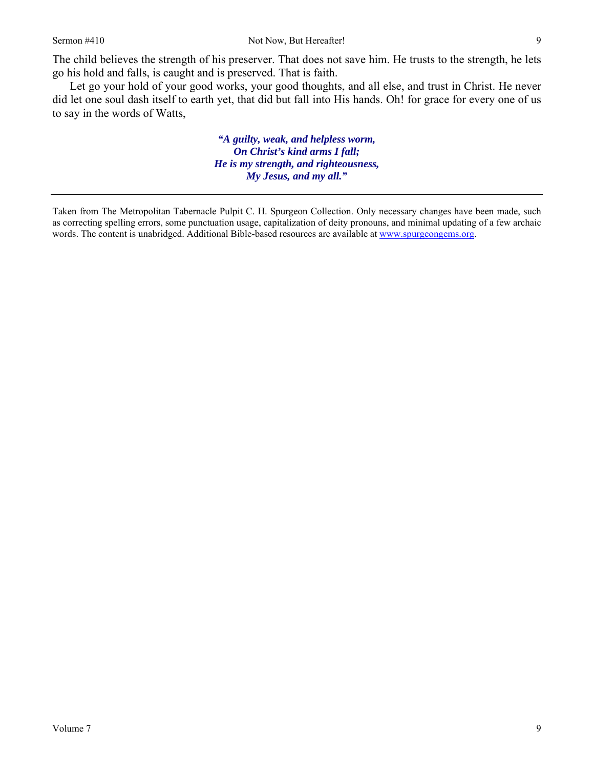The child believes the strength of his preserver. That does not save him. He trusts to the strength, he lets go his hold and falls, is caught and is preserved. That is faith.

Let go your hold of your good works, your good thoughts, and all else, and trust in Christ. He never did let one soul dash itself to earth yet, that did but fall into His hands. Oh! for grace for every one of us to say in the words of Watts,

> ***"A guilty, weak, and helpless worm,***
> ***On Christ's kind arms I fall;***
> ***He is my strength, and righteousness,***
> ***My Jesus, and my all."***

---

Taken from The Metropolitan Tabernacle Pulpit C. H. Spurgeon Collection. Only necessary changes have been made, such as correcting spelling errors, some punctuation usage, capitalization of deity pronouns, and minimal updating of a few archaic words. The content is unabridged. Additional Bible-based resources are available at www.spurgeongems.org.